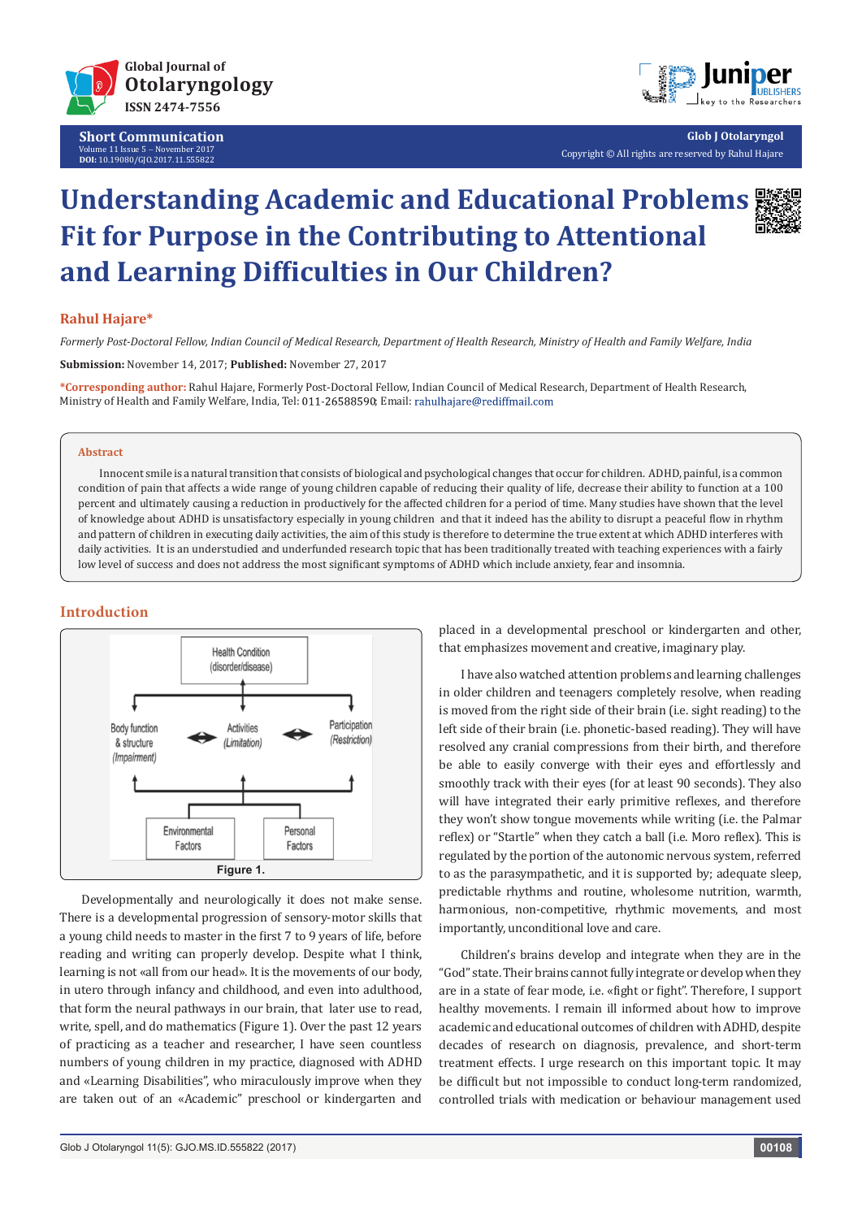# Understanding Academic and Educational Problems Fit for Purpose in the Contributing to Attentional and Learning Difficulties in Our Children?

**Rahul Hajare***

*Formerly Post-Doctoral Fellow, Indian Council of Medical Research, Department of Health Research, Ministry of Health and Family Welfare, India*

**Submission:** November 14, 2017; **Published:** November 27, 2017

***Corresponding author:** Rahul Hajare, Formerly Post-Doctoral Fellow, Indian Council of Medical Research, Department of Health Research, Ministry of Health and Family Welfare, India, Tel: 011-26588590; Email: rahulhajare@rediffmail.com

## Abstract

Innocent smile is a natural transition that consists of biological and psychological changes that occur for children. ADHD, painful, is a common condition of pain that affects a wide range of young children capable of reducing their quality of life, decrease their ability to function at a 100 percent and ultimately causing a reduction in productively for the affected children for a period of time. Many studies have shown that the level of knowledge about ADHD is unsatisfactory especially in young children and that it indeed has the ability to disrupt a peaceful flow in rhythm and pattern of children in executing daily activities, the aim of this study is therefore to determine the true extent at which ADHD interferes with daily activities. It is an understudied and underfunded research topic that has been traditionally treated with teaching experiences with a fairly low level of success and does not address the most significant symptoms of ADHD which include anxiety, fear and insomnia.

## Introduction

Figure 1.

Developmentally and neurologically it does not make sense. There is a developmental progression of sensory-motor skills that a young child needs to master in the first 7 to 9 years of life, before reading and writing can properly develop. Despite what I think, learning is not «all from our head». It is the movements of our body, in utero through infancy and childhood, and even into adulthood, that form the neural pathways in our brain, that later use to read, write, spell, and do mathematics (Figure 1). Over the past 12 years of practicing as a teacher and researcher, I have seen countless numbers of young children in my practice, diagnosed with ADHD and «Learning Disabilities", who miraculously improve when they are taken out of an «Academic" preschool or kindergarten and placed in a developmental preschool or kindergarten and other, that emphasizes movement and creative, imaginary play.

I have also watched attention problems and learning challenges in older children and teenagers completely resolve, when reading is moved from the right side of their brain (i.e. sight reading) to the left side of their brain (i.e. phonetic-based reading). They will have resolved any cranial compressions from their birth, and therefore be able to easily converge with their eyes and effortlessly and smoothly track with their eyes (for at least 90 seconds). They also will have integrated their early primitive reflexes, and therefore they won't show tongue movements while writing (i.e. the Palmar reflex) or "Startle" when they catch a ball (i.e. Moro reflex). This is regulated by the portion of the autonomic nervous system, referred to as the parasympathetic, and it is supported by; adequate sleep, predictable rhythms and routine, wholesome nutrition, warmth, harmonious, non-competitive, rhythmic movements, and most importantly, unconditional love and care.

Children's brains develop and integrate when they are in the "God" state. Their brains cannot fully integrate or develop when they are in a state of fear mode, i.e. «fight or fight". Therefore, I support healthy movements. I remain ill informed about how to improve academic and educational outcomes of children with ADHD, despite decades of research on diagnosis, prevalence, and short-term treatment effects. I urge research on this important topic. It may be difficult but not impossible to conduct long-term randomized, controlled trials with medication or behaviour management used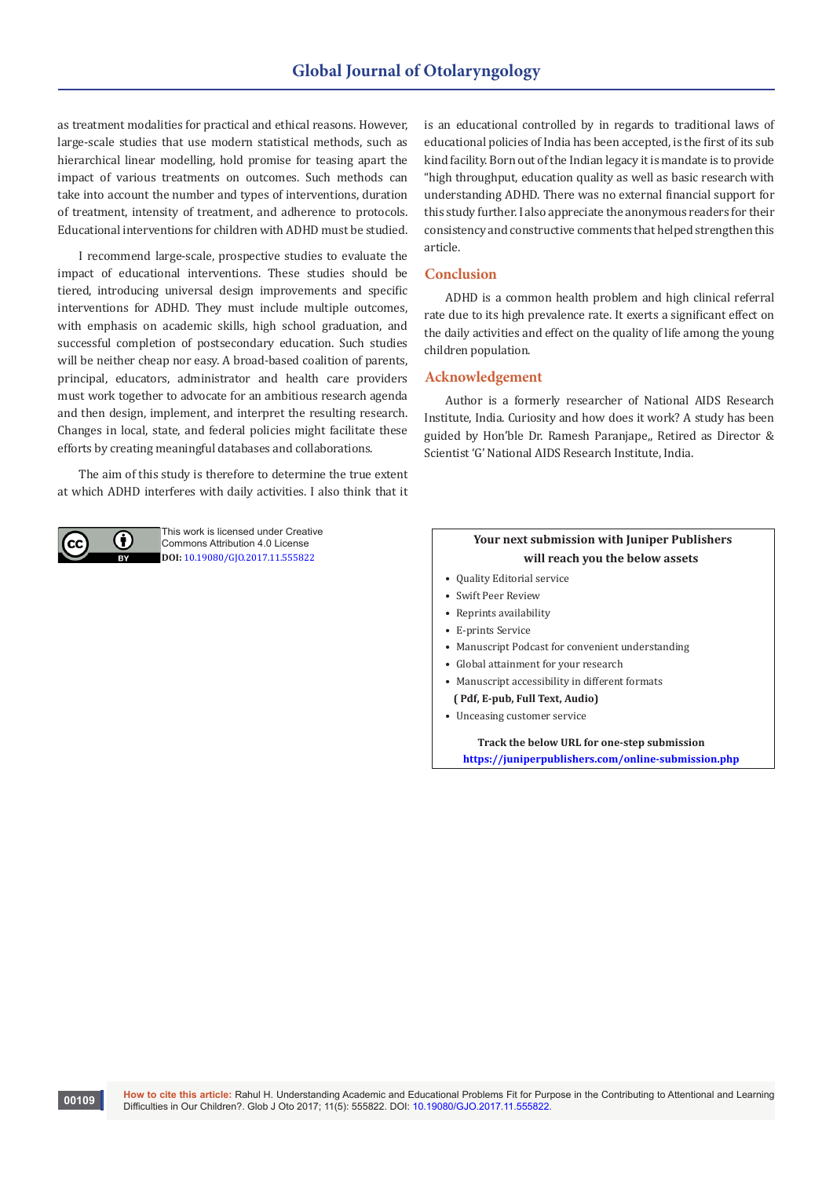as treatment modalities for practical and ethical reasons. However, large-scale studies that use modern statistical methods, such as hierarchical linear modelling, hold promise for teasing apart the impact of various treatments on outcomes. Such methods can take into account the number and types of interventions, duration of treatment, intensity of treatment, and adherence to protocols. Educational interventions for children with ADHD must be studied.

I recommend large-scale, prospective studies to evaluate the impact of educational interventions. These studies should be tiered, introducing universal design improvements and specific interventions for ADHD. They must include multiple outcomes, with emphasis on academic skills, high school graduation, and successful completion of postsecondary education. Such studies will be neither cheap nor easy. A broad-based coalition of parents, principal, educators, administrator and health care providers must work together to advocate for an ambitious research agenda and then design, implement, and interpret the resulting research. Changes in local, state, and federal policies might facilitate these efforts by creating meaningful databases and collaborations.

The aim of this study is therefore to determine the true extent at which ADHD interferes with daily activities. I also think that it is an educational controlled by in regards to traditional laws of educational policies of India has been accepted, is the first of its sub kind facility. Born out of the Indian legacy it is mandate is to provide "high throughput, education quality as well as basic research with understanding ADHD. There was no external financial support for this study further. I also appreciate the anonymous readers for their consistency and constructive comments that helped strengthen this article.

## Conclusion

ADHD is a common health problem and high clinical referral rate due to its high prevalence rate. It exerts a significant effect on the daily activities and effect on the quality of life among the young children population.

## Acknowledgement

Author is a formerly researcher of National AIDS Research Institute, India. Curiosity and how does it work? A study has been guided by Hon'ble Dr. Ramesh Paranjape,, Retired as Director & Scientist 'G' National AIDS Research Institute, India.

This work is licensed under Creative Commons Attribution 4.0 License
**DOI:** 10.19080/GJO.2017.11.555822

**Your next submission with Juniper Publishers will reach you the below assets**

- Quality Editorial service
- Swift Peer Review
- Reprints availability
- E-prints Service
- Manuscript Podcast for convenient understanding
- Global attainment for your research
- Manuscript accessibility in different formats
  **( Pdf, E-pub, Full Text, Audio)**
- Unceasing customer service

**Track the below URL for one-step submission**
**https://juniperpublishers.com/online-submission.php**

**How to cite this article:** Rahul H. Understanding Academic and Educational Problems Fit for Purpose in the Contributing to Attentional and Learning Difficulties in Our Children?. Glob J Oto 2017; 11(5): 555822. DOI: 10.19080/GJO.2017.11.555822.